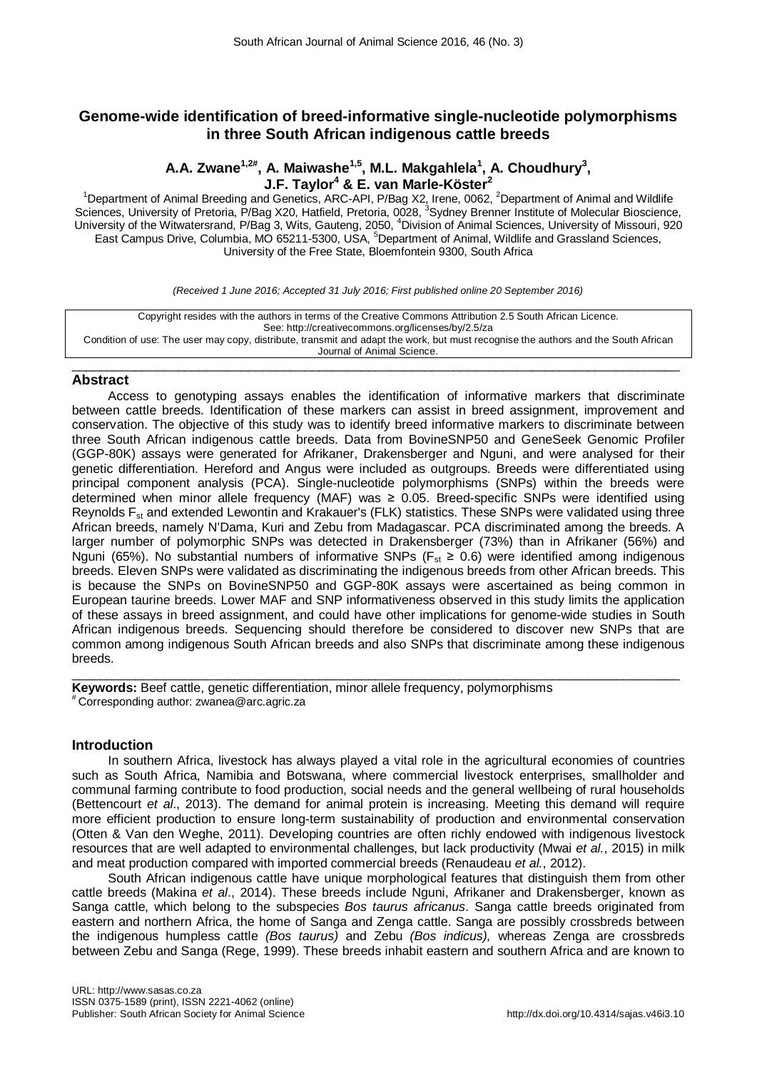# Genome-wide identification of breed-informative single-nucleotide polymorphisms in three South African indigenous cattle breeds

**A.A. Zwane[1,2#], A. Maiwashe[1,5], M.L. Makgahlela[1], A. Choudhury[3], J.F. Taylor[4] & E. van Marle-Köster[2]**

[1]Department of Animal Breeding and Genetics, ARC-API, P/Bag X2, Irene, 0062, [2]Department of Animal and Wildlife Sciences, University of Pretoria, P/Bag X20, Hatfield, Pretoria, 0028, [3]Sydney Brenner Institute of Molecular Bioscience, University of the Witwatersrand, P/Bag 3, Wits, Gauteng, 2050, [4]Division of Animal Sciences, University of Missouri, 920 East Campus Drive, Columbia, MO 65211-5300, USA, [5]Department of Animal, Wildlife and Grassland Sciences, University of the Free State, Bloemfontein 9300, South Africa

*(Received 1 June 2016; Accepted 31 July 2016; First published online 20 September 2016)*

Copyright resides with the authors in terms of the Creative Commons Attribution 2.5 South African Licence.
See: http://creativecommons.org/licenses/by/2.5/za
Condition of use: The user may copy, distribute, transmit and adapt the work, but must recognise the authors and the South African Journal of Animal Science.

## Abstract

Access to genotyping assays enables the identification of informative markers that discriminate between cattle breeds. Identification of these markers can assist in breed assignment, improvement and conservation. The objective of this study was to identify breed informative markers to discriminate between three South African indigenous cattle breeds. Data from BovineSNP50 and GeneSeek Genomic Profiler (GGP-80K) assays were generated for Afrikaner, Drakensberger and Nguni, and were analysed for their genetic differentiation. Hereford and Angus were included as outgroups. Breeds were differentiated using principal component analysis (PCA). Single-nucleotide polymorphisms (SNPs) within the breeds were determined when minor allele frequency (MAF) was ≥ 0.05. Breed-specific SNPs were identified using Reynolds $F_{st}$ and extended Lewontin and Krakauer's (FLK) statistics. These SNPs were validated using three African breeds, namely N'Dama, Kuri and Zebu from Madagascar. PCA discriminated among the breeds. A larger number of polymorphic SNPs was detected in Drakensberger (73%) than in Afrikaner (56%) and Nguni (65%). No substantial numbers of informative SNPs ($F_{st}$ ≥ 0.6) were identified among indigenous breeds. Eleven SNPs were validated as discriminating the indigenous breeds from other African breeds. This is because the SNPs on BovineSNP50 and GGP-80K assays were ascertained as being common in European taurine breeds. Lower MAF and SNP informativeness observed in this study limits the application of these assays in breed assignment, and could have other implications for genome-wide studies in South African indigenous breeds. Sequencing should therefore be considered to discover new SNPs that are common among indigenous South African breeds and also SNPs that discriminate among these indigenous breeds.

**Keywords:** Beef cattle, genetic differentiation, minor allele frequency, polymorphisms

[#] Corresponding author: zwanea@arc.agric.za

## Introduction

In southern Africa, livestock has always played a vital role in the agricultural economies of countries such as South Africa, Namibia and Botswana, where commercial livestock enterprises, smallholder and communal farming contribute to food production, social needs and the general wellbeing of rural households (Bettencourt *et al*., 2013). The demand for animal protein is increasing. Meeting this demand will require more efficient production to ensure long-term sustainability of production and environmental conservation (Otten & Van den Weghe, 2011). Developing countries are often richly endowed with indigenous livestock resources that are well adapted to environmental challenges, but lack productivity (Mwai *et al.*, 2015) in milk and meat production compared with imported commercial breeds (Renaudeau *et al.*, 2012).

South African indigenous cattle have unique morphological features that distinguish them from other cattle breeds (Makina *et al*., 2014). These breeds include Nguni, Afrikaner and Drakensberger, known as Sanga cattle, which belong to the subspecies *Bos taurus africanus*. Sanga cattle breeds originated from eastern and northern Africa, the home of Sanga and Zenga cattle. Sanga are possibly crossbreds between the indigenous humpless cattle *(Bos taurus)* and Zebu *(Bos indicus),* whereas Zenga are crossbreds between Zebu and Sanga (Rege, 1999). These breeds inhabit eastern and southern Africa and are known to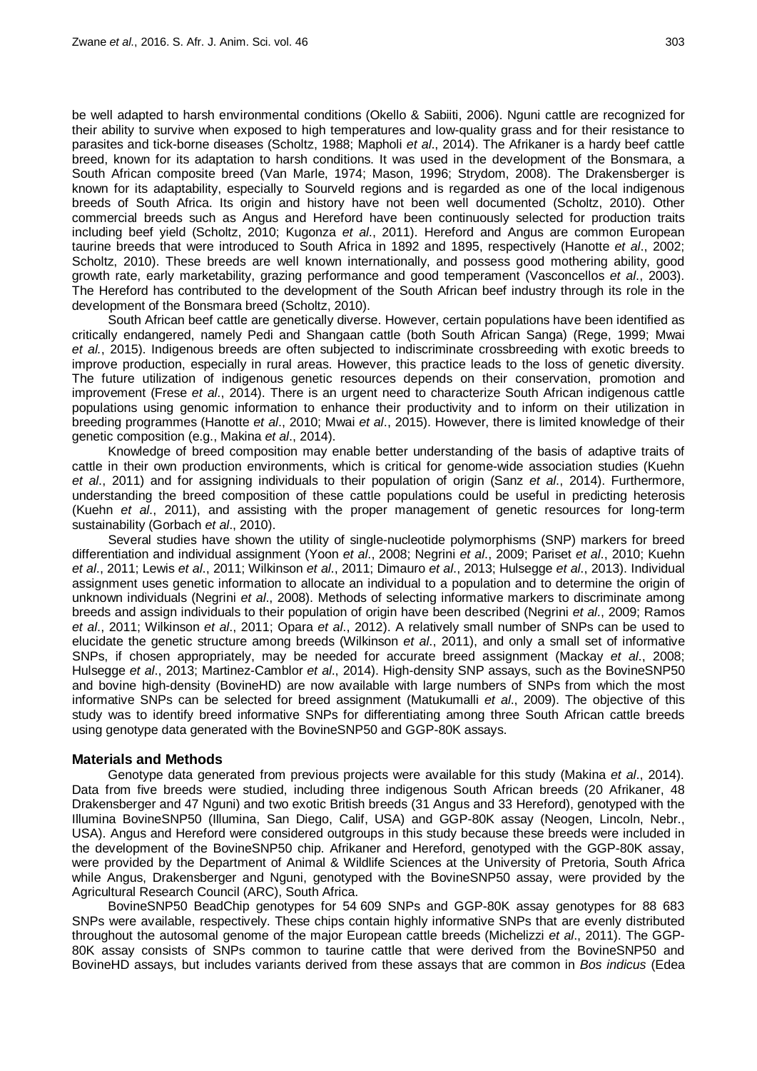be well adapted to harsh environmental conditions (Okello & Sabiiti, 2006). Nguni cattle are recognized for their ability to survive when exposed to high temperatures and low-quality grass and for their resistance to parasites and tick-borne diseases (Scholtz, 1988; Mapholi *et al*., 2014). The Afrikaner is a hardy beef cattle breed, known for its adaptation to harsh conditions. It was used in the development of the Bonsmara, a South African composite breed (Van Marle, 1974; Mason, 1996; Strydom, 2008). The Drakensberger is known for its adaptability, especially to Sourveld regions and is regarded as one of the local indigenous breeds of South Africa. Its origin and history have not been well documented (Scholtz, 2010). Other commercial breeds such as Angus and Hereford have been continuously selected for production traits including beef yield (Scholtz, 2010; Kugonza *et al*., 2011). Hereford and Angus are common European taurine breeds that were introduced to South Africa in 1892 and 1895, respectively (Hanotte *et al*., 2002; Scholtz, 2010). These breeds are well known internationally, and possess good mothering ability, good growth rate, early marketability, grazing performance and good temperament (Vasconcellos *et al*., 2003). The Hereford has contributed to the development of the South African beef industry through its role in the development of the Bonsmara breed (Scholtz, 2010).

South African beef cattle are genetically diverse. However, certain populations have been identified as critically endangered, namely Pedi and Shangaan cattle (both South African Sanga) (Rege, 1999; Mwai *et al.*, 2015). Indigenous breeds are often subjected to indiscriminate crossbreeding with exotic breeds to improve production, especially in rural areas. However, this practice leads to the loss of genetic diversity. The future utilization of indigenous genetic resources depends on their conservation, promotion and improvement (Frese *et al*., 2014). There is an urgent need to characterize South African indigenous cattle populations using genomic information to enhance their productivity and to inform on their utilization in breeding programmes (Hanotte *et al*., 2010; Mwai *et al*., 2015). However, there is limited knowledge of their genetic composition (e.g., Makina *et al*., 2014).

Knowledge of breed composition may enable better understanding of the basis of adaptive traits of cattle in their own production environments, which is critical for genome-wide association studies (Kuehn *et al*., 2011) and for assigning individuals to their population of origin (Sanz *et al*., 2014). Furthermore, understanding the breed composition of these cattle populations could be useful in predicting heterosis (Kuehn *et al*., 2011), and assisting with the proper management of genetic resources for long-term sustainability (Gorbach *et al*., 2010).

Several studies have shown the utility of single-nucleotide polymorphisms (SNP) markers for breed differentiation and individual assignment (Yoon *et al*., 2008; Negrini *et al*., 2009; Pariset *et al*., 2010; Kuehn *et al*., 2011; Lewis *et al*., 2011; Wilkinson *et al*., 2011; Dimauro *et al*., 2013; Hulsegge *et al*., 2013). Individual assignment uses genetic information to allocate an individual to a population and to determine the origin of unknown individuals (Negrini *et al*., 2008). Methods of selecting informative markers to discriminate among breeds and assign individuals to their population of origin have been described (Negrini *et al*., 2009; Ramos *et al*., 2011; Wilkinson *et al*., 2011; Opara *et al*., 2012). A relatively small number of SNPs can be used to elucidate the genetic structure among breeds (Wilkinson *et al*., 2011), and only a small set of informative SNPs, if chosen appropriately, may be needed for accurate breed assignment (Mackay *et al*., 2008; Hulsegge *et al*., 2013; Martinez-Camblor *et al*., 2014). High-density SNP assays, such as the BovineSNP50 and bovine high-density (BovineHD) are now available with large numbers of SNPs from which the most informative SNPs can be selected for breed assignment (Matukumalli *et al*., 2009). The objective of this study was to identify breed informative SNPs for differentiating among three South African cattle breeds using genotype data generated with the BovineSNP50 and GGP-80K assays.

## Materials and Methods

Genotype data generated from previous projects were available for this study (Makina *et al*., 2014). Data from five breeds were studied, including three indigenous South African breeds (20 Afrikaner, 48 Drakensberger and 47 Nguni) and two exotic British breeds (31 Angus and 33 Hereford), genotyped with the Illumina BovineSNP50 (Illumina, San Diego, Calif, USA) and GGP-80K assay (Neogen, Lincoln, Nebr., USA). Angus and Hereford were considered outgroups in this study because these breeds were included in the development of the BovineSNP50 chip. Afrikaner and Hereford, genotyped with the GGP-80K assay, were provided by the Department of Animal & Wildlife Sciences at the University of Pretoria, South Africa while Angus, Drakensberger and Nguni, genotyped with the BovineSNP50 assay, were provided by the Agricultural Research Council (ARC), South Africa.

BovineSNP50 BeadChip genotypes for 54 609 SNPs and GGP-80K assay genotypes for 88 683 SNPs were available, respectively. These chips contain highly informative SNPs that are evenly distributed throughout the autosomal genome of the major European cattle breeds (Michelizzi *et al*., 2011). The GGP-80K assay consists of SNPs common to taurine cattle that were derived from the BovineSNP50 and BovineHD assays, but includes variants derived from these assays that are common in *Bos indicus* (Edea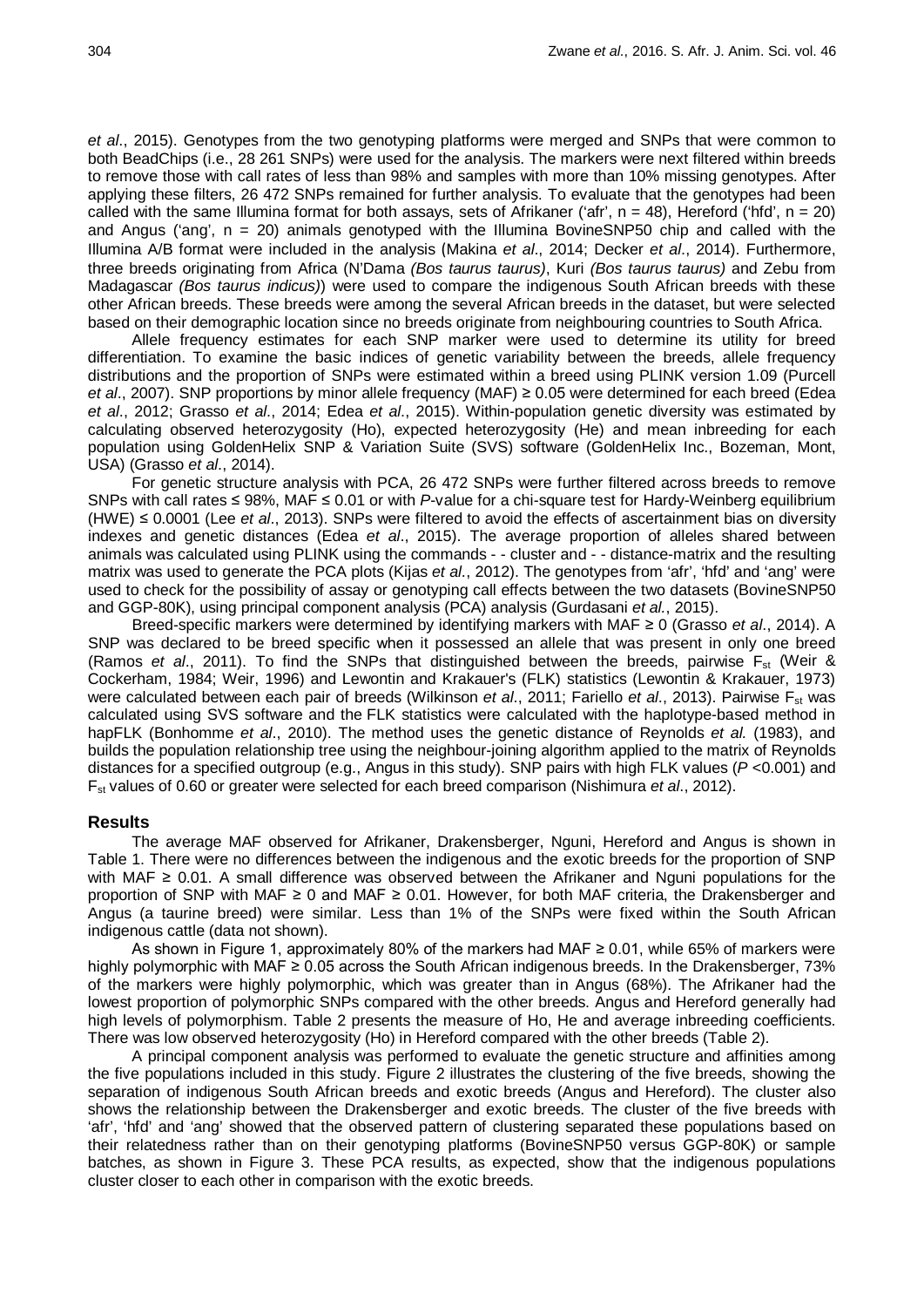*et al*., 2015). Genotypes from the two genotyping platforms were merged and SNPs that were common to both BeadChips (i.e., 28 261 SNPs) were used for the analysis. The markers were next filtered within breeds to remove those with call rates of less than 98% and samples with more than 10% missing genotypes. After applying these filters, 26 472 SNPs remained for further analysis. To evaluate that the genotypes had been called with the same Illumina format for both assays, sets of Afrikaner ('afr', n = 48), Hereford ('hfd', n = 20) and Angus ('ang', n = 20) animals genotyped with the Illumina BovineSNP50 chip and called with the Illumina A/B format were included in the analysis (Makina *et al*., 2014; Decker *et al*., 2014). Furthermore, three breeds originating from Africa (N'Dama *(Bos taurus taurus)*, Kuri *(Bos taurus taurus)* and Zebu from Madagascar *(Bos taurus indicus)*) were used to compare the indigenous South African breeds with these other African breeds. These breeds were among the several African breeds in the dataset, but were selected based on their demographic location since no breeds originate from neighbouring countries to South Africa.

Allele frequency estimates for each SNP marker were used to determine its utility for breed differentiation. To examine the basic indices of genetic variability between the breeds, allele frequency distributions and the proportion of SNPs were estimated within a breed using PLINK version 1.09 (Purcell *et al*., 2007). SNP proportions by minor allele frequency (MAF) ≥ 0.05 were determined for each breed (Edea *et al*., 2012; Grasso *et al*., 2014; Edea *et al*., 2015). Within-population genetic diversity was estimated by calculating observed heterozygosity (Ho), expected heterozygosity (He) and mean inbreeding for each population using GoldenHelix SNP & Variation Suite (SVS) software (GoldenHelix Inc., Bozeman, Mont, USA) (Grasso *et al*., 2014).

For genetic structure analysis with PCA, 26 472 SNPs were further filtered across breeds to remove SNPs with call rates ≤ 98%, MAF ≤ 0.01 or with *P*-value for a chi-square test for Hardy-Weinberg equilibrium (HWE) ≤ 0.0001 (Lee *et al*., 2013). SNPs were filtered to avoid the effects of ascertainment bias on diversity indexes and genetic distances (Edea *et al*., 2015). The average proportion of alleles shared between animals was calculated using PLINK using the commands - - cluster and - - distance-matrix and the resulting matrix was used to generate the PCA plots (Kijas *et al*., 2012). The genotypes from 'afr', 'hfd' and 'ang' were used to check for the possibility of assay or genotyping call effects between the two datasets (BovineSNP50 and GGP-80K), using principal component analysis (PCA) analysis (Gurdasani *et al.*, 2015).

Breed-specific markers were determined by identifying markers with MAF ≥ 0 (Grasso *et al*., 2014). A SNP was declared to be breed specific when it possessed an allele that was present in only one breed (Ramos *et al*., 2011). To find the SNPs that distinguished between the breeds, pairwise $F_{st}$ (Weir & Cockerham, 1984; Weir, 1996) and Lewontin and Krakauer's (FLK) statistics (Lewontin & Krakauer, 1973) were calculated between each pair of breeds (Wilkinson *et al*., 2011; Fariello *et al*., 2013). Pairwise $F_{st}$ was calculated using SVS software and the FLK statistics were calculated with the haplotype-based method in hapFLK (Bonhomme *et al*., 2010). The method uses the genetic distance of Reynolds *et al.* (1983), and builds the population relationship tree using the neighbour-joining algorithm applied to the matrix of Reynolds distances for a specified outgroup (e.g., Angus in this study). SNP pairs with high FLK values ($P$ <0.001) and $F_{st}$ values of 0.60 or greater were selected for each breed comparison (Nishimura *et al*., 2012).

## Results

The average MAF observed for Afrikaner, Drakensberger, Nguni, Hereford and Angus is shown in Table 1. There were no differences between the indigenous and the exotic breeds for the proportion of SNP with MAF ≥ 0.01. A small difference was observed between the Afrikaner and Nguni populations for the proportion of SNP with MAF ≥ 0 and MAF ≥ 0.01. However, for both MAF criteria, the Drakensberger and Angus (a taurine breed) were similar. Less than 1% of the SNPs were fixed within the South African indigenous cattle (data not shown).

As shown in Figure 1, approximately 80% of the markers had MAF ≥ 0.01, while 65% of markers were highly polymorphic with MAF ≥ 0.05 across the South African indigenous breeds. In the Drakensberger, 73% of the markers were highly polymorphic, which was greater than in Angus (68%). The Afrikaner had the lowest proportion of polymorphic SNPs compared with the other breeds. Angus and Hereford generally had high levels of polymorphism. Table 2 presents the measure of Ho, He and average inbreeding coefficients. There was low observed heterozygosity (Ho) in Hereford compared with the other breeds (Table 2).

A principal component analysis was performed to evaluate the genetic structure and affinities among the five populations included in this study. Figure 2 illustrates the clustering of the five breeds, showing the separation of indigenous South African breeds and exotic breeds (Angus and Hereford). The cluster also shows the relationship between the Drakensberger and exotic breeds. The cluster of the five breeds with 'afr', 'hfd' and 'ang' showed that the observed pattern of clustering separated these populations based on their relatedness rather than on their genotyping platforms (BovineSNP50 versus GGP-80K) or sample batches, as shown in Figure 3. These PCA results, as expected, show that the indigenous populations cluster closer to each other in comparison with the exotic breeds.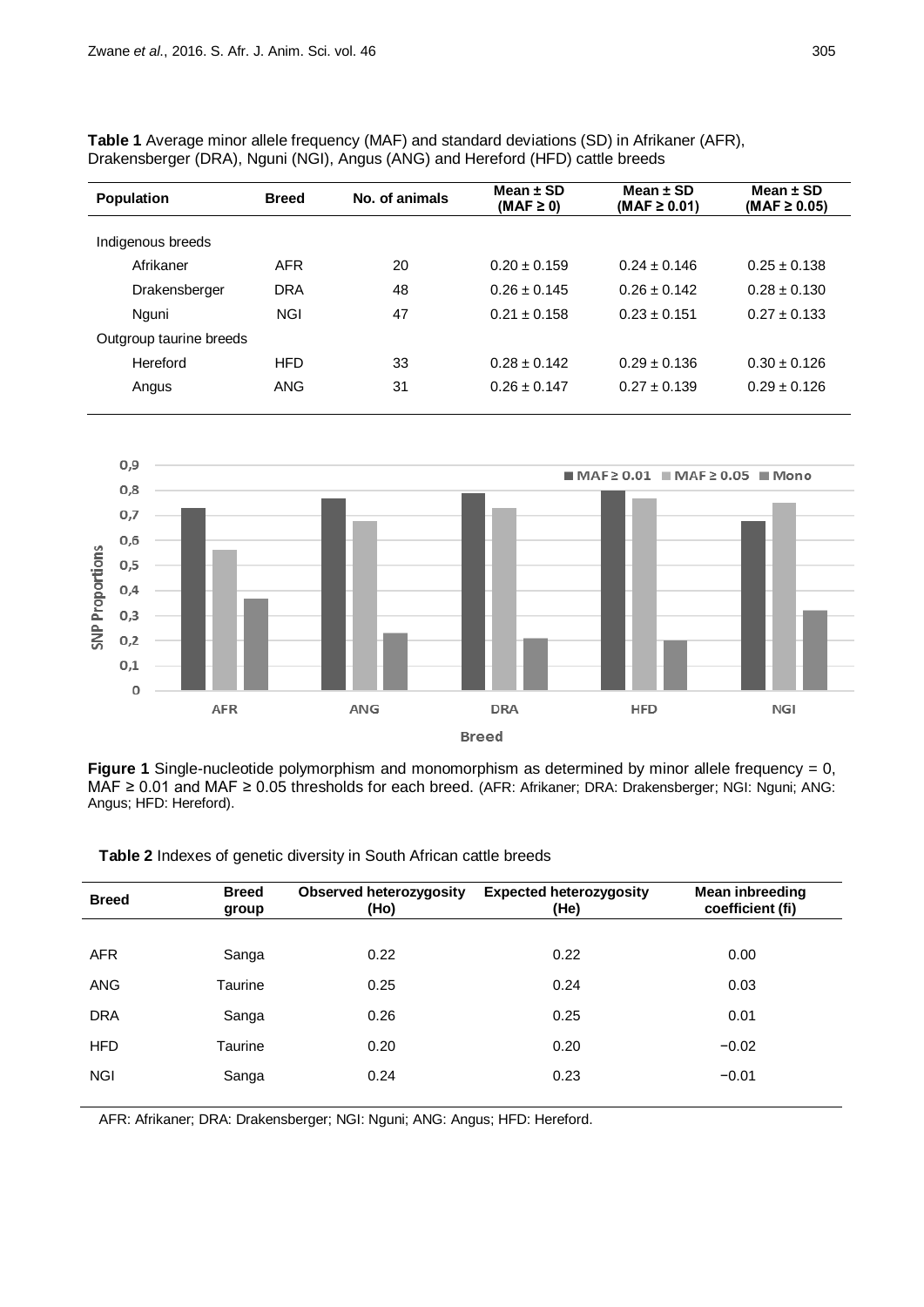**Table 1** Average minor allele frequency (MAF) and standard deviations (SD) in Afrikaner (AFR), Drakensberger (DRA), Nguni (NGI), Angus (ANG) and Hereford (HFD) cattle breeds

| Population | Breed | No. of animals | Mean ± SD (MAF ≥ 0) | Mean ± SD (MAF ≥ 0.01) | Mean ± SD (MAF ≥ 0.05) |
|---|---|---|---|---|---|
| Indigenous breeds | | | | | |
| Afrikaner | AFR | 20 | 0.20 ± 0.159 | 0.24 ± 0.146 | 0.25 ± 0.138 |
| Drakensberger | DRA | 48 | 0.26 ± 0.145 | 0.26 ± 0.142 | 0.28 ± 0.130 |
| Nguni | NGI | 47 | 0.21 ± 0.158 | 0.23 ± 0.151 | 0.27 ± 0.133 |
| Outgroup taurine breeds | | | | | |
| Hereford | HFD | 33 | 0.28 ± 0.142 | 0.29 ± 0.136 | 0.30 ± 0.126 |
| Angus | ANG | 31 | 0.26 ± 0.147 | 0.27 ± 0.139 | 0.29 ± 0.126 |

**Figure 1** Single-nucleotide polymorphism and monomorphism as determined by minor allele frequency = 0, MAF ≥ 0.01 and MAF ≥ 0.05 thresholds for each breed. (AFR: Afrikaner; DRA: Drakensberger; NGI: Nguni; ANG: Angus; HFD: Hereford).

**Table 2** Indexes of genetic diversity in South African cattle breeds

| Breed | Breed group | Observed heterozygosity (Ho) | Expected heterozygosity (He) | Mean inbreeding coefficient (fi) |
|---|---|---|---|---|
| AFR | Sanga | 0.22 | 0.22 | 0.00 |
| ANG | Taurine | 0.25 | 0.24 | 0.03 |
| DRA | Sanga | 0.26 | 0.25 | 0.01 |
| HFD | Taurine | 0.20 | 0.20 | −0.02 |
| NGI | Sanga | 0.24 | 0.23 | −0.01 |

AFR: Afrikaner; DRA: Drakensberger; NGI: Nguni; ANG: Angus; HFD: Hereford.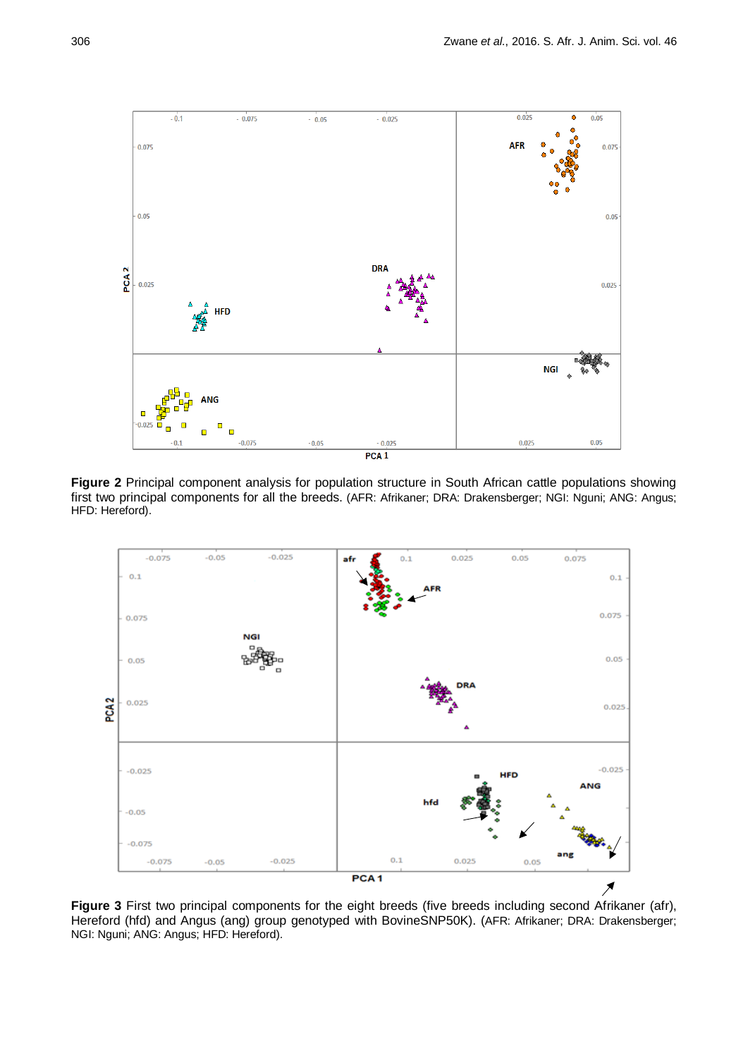**Figure 2** Principal component analysis for population structure in South African cattle populations showing first two principal components for all the breeds. (AFR: Afrikaner; DRA: Drakensberger; NGI: Nguni; ANG: Angus; HFD: Hereford).

**Figure 3** First two principal components for the eight breeds (five breeds including second Afrikaner (afr), Hereford (hfd) and Angus (ang) group genotyped with BovineSNP50K). (AFR: Afrikaner; DRA: Drakensberger; NGI: Nguni; ANG: Angus; HFD: Hereford).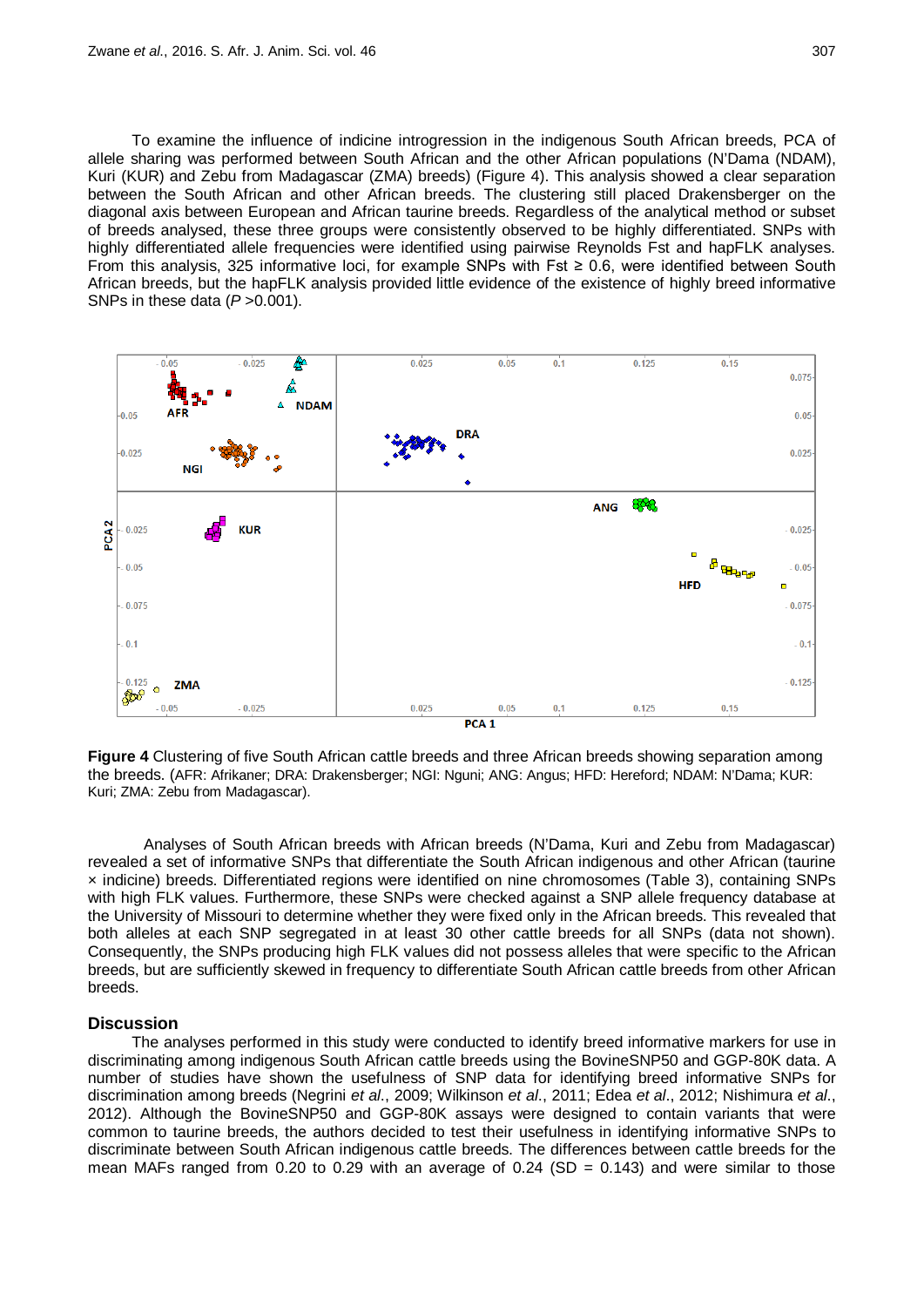To examine the influence of indicine introgression in the indigenous South African breeds, PCA of allele sharing was performed between South African and the other African populations (N'Dama (NDAM), Kuri (KUR) and Zebu from Madagascar (ZMA) breeds) (Figure 4). This analysis showed a clear separation between the South African and other African breeds. The clustering still placed Drakensberger on the diagonal axis between European and African taurine breeds. Regardless of the analytical method or subset of breeds analysed, these three groups were consistently observed to be highly differentiated. SNPs with highly differentiated allele frequencies were identified using pairwise Reynolds Fst and hapFLK analyses. From this analysis, 325 informative loci, for example SNPs with Fst ≥ 0.6, were identified between South African breeds, but the hapFLK analysis provided little evidence of the existence of highly breed informative SNPs in these data ($P$ >0.001).

**Figure 4** Clustering of five South African cattle breeds and three African breeds showing separation among the breeds. (AFR: Afrikaner; DRA: Drakensberger; NGI: Nguni; ANG: Angus; HFD: Hereford; NDAM: N'Dama; KUR: Kuri; ZMA: Zebu from Madagascar).

Analyses of South African breeds with African breeds (N'Dama, Kuri and Zebu from Madagascar) revealed a set of informative SNPs that differentiate the South African indigenous and other African (taurine × indicine) breeds. Differentiated regions were identified on nine chromosomes (Table 3), containing SNPs with high FLK values. Furthermore, these SNPs were checked against a SNP allele frequency database at the University of Missouri to determine whether they were fixed only in the African breeds. This revealed that both alleles at each SNP segregated in at least 30 other cattle breeds for all SNPs (data not shown). Consequently, the SNPs producing high FLK values did not possess alleles that were specific to the African breeds, but are sufficiently skewed in frequency to differentiate South African cattle breeds from other African breeds.

## Discussion

The analyses performed in this study were conducted to identify breed informative markers for use in discriminating among indigenous South African cattle breeds using the BovineSNP50 and GGP-80K data. A number of studies have shown the usefulness of SNP data for identifying breed informative SNPs for discrimination among breeds (Negrini *et al*., 2009; Wilkinson *et al*., 2011; Edea *et al*., 2012; Nishimura *et al*., 2012). Although the BovineSNP50 and GGP-80K assays were designed to contain variants that were common to taurine breeds, the authors decided to test their usefulness in identifying informative SNPs to discriminate between South African indigenous cattle breeds. The differences between cattle breeds for the mean MAFs ranged from 0.20 to 0.29 with an average of 0.24 (SD = 0.143) and were similar to those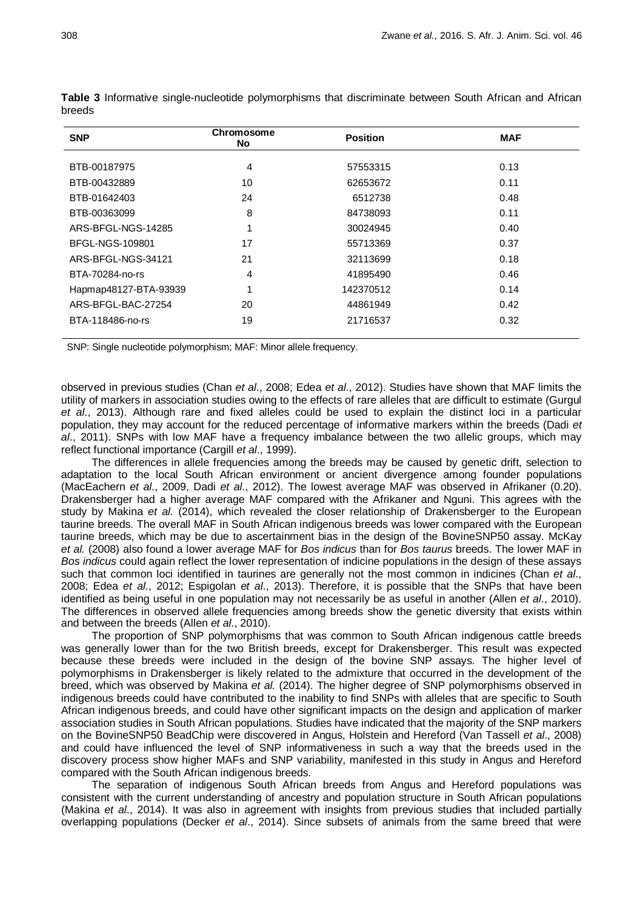**Table 3** Informative single-nucleotide polymorphisms that discriminate between South African and African breeds

| SNP | Chromosome No | Position | MAF |
|---|---|---|---|
| BTB-00187975 | 4 | 57553315 | 0.13 |
| BTB-00432889 | 10 | 62653672 | 0.11 |
| BTB-01642403 | 24 | 6512738 | 0.48 |
| BTB-00363099 | 8 | 84738093 | 0.11 |
| ARS-BFGL-NGS-14285 | 1 | 30024945 | 0.40 |
| BFGL-NGS-109801 | 17 | 55713369 | 0.37 |
| ARS-BFGL-NGS-34121 | 21 | 32113699 | 0.18 |
| BTA-70284-no-rs | 4 | 41895490 | 0.46 |
| Hapmap48127-BTA-93939 | 1 | 142370512 | 0.14 |
| ARS-BFGL-BAC-27254 | 20 | 44861949 | 0.42 |
| BTA-118486-no-rs | 19 | 21716537 | 0.32 |

SNP: Single nucleotide polymorphism; MAF: Minor allele frequency.

observed in previous studies (Chan *et al*., 2008; Edea *et al*., 2012). Studies have shown that MAF limits the utility of markers in association studies owing to the effects of rare alleles that are difficult to estimate (Gurgul *et al*., 2013). Although rare and fixed alleles could be used to explain the distinct loci in a particular population, they may account for the reduced percentage of informative markers within the breeds (Dadi *et al*., 2011). SNPs with low MAF have a frequency imbalance between the two allelic groups, which may reflect functional importance (Cargill *et al*., 1999).

The differences in allele frequencies among the breeds may be caused by genetic drift, selection to adaptation to the local South African environment or ancient divergence among founder populations (MacEachern *et al*., 2009, Dadi *et al*., 2012). The lowest average MAF was observed in Afrikaner (0.20). Drakensberger had a higher average MAF compared with the Afrikaner and Nguni. This agrees with the study by Makina *et al.* (2014), which revealed the closer relationship of Drakensberger to the European taurine breeds. The overall MAF in South African indigenous breeds was lower compared with the European taurine breeds, which may be due to ascertainment bias in the design of the BovineSNP50 assay. McKay *et al.* (2008) also found a lower average MAF for *Bos indicus* than for *Bos taurus* breeds. The lower MAF in *Bos indicus* could again reflect the lower representation of indicine populations in the design of these assays such that common loci identified in taurines are generally not the most common in indicines (Chan *et al*., 2008; Edea *et al*., 2012; Espigolan *et al*., 2013). Therefore, it is possible that the SNPs that have been identified as being useful in one population may not necessarily be as useful in another (Allen *et al*., 2010). The differences in observed allele frequencies among breeds show the genetic diversity that exists within and between the breeds (Allen *et al*., 2010).

The proportion of SNP polymorphisms that was common to South African indigenous cattle breeds was generally lower than for the two British breeds, except for Drakensberger. This result was expected because these breeds were included in the design of the bovine SNP assays. The higher level of polymorphisms in Drakensberger is likely related to the admixture that occurred in the development of the breed, which was observed by Makina *et al.* (2014). The higher degree of SNP polymorphisms observed in indigenous breeds could have contributed to the inability to find SNPs with alleles that are specific to South African indigenous breeds, and could have other significant impacts on the design and application of marker association studies in South African populations. Studies have indicated that the majority of the SNP markers on the BovineSNP50 BeadChip were discovered in Angus, Holstein and Hereford (Van Tassell *et al*., 2008) and could have influenced the level of SNP informativeness in such a way that the breeds used in the discovery process show higher MAFs and SNP variability, manifested in this study in Angus and Hereford compared with the South African indigenous breeds.

The separation of indigenous South African breeds from Angus and Hereford populations was consistent with the current understanding of ancestry and population structure in South African populations (Makina *et al*., 2014). It was also in agreement with insights from previous studies that included partially overlapping populations (Decker *et al*., 2014). Since subsets of animals from the same breed that were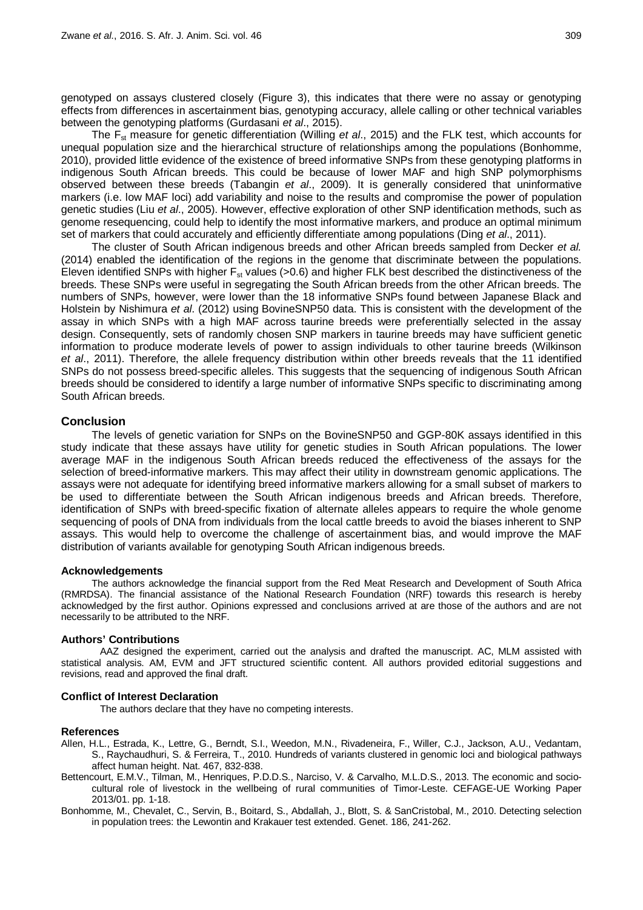genotyped on assays clustered closely (Figure 3), this indicates that there were no assay or genotyping effects from differences in ascertainment bias, genotyping accuracy, allele calling or other technical variables between the genotyping platforms (Gurdasani *et al*., 2015).

The $F_{st}$ measure for genetic differentiation (Willing *et al*., 2015) and the FLK test, which accounts for unequal population size and the hierarchical structure of relationships among the populations (Bonhomme, 2010), provided little evidence of the existence of breed informative SNPs from these genotyping platforms in indigenous South African breeds. This could be because of lower MAF and high SNP polymorphisms observed between these breeds (Tabangin *et al*., 2009). It is generally considered that uninformative markers (i.e. low MAF loci) add variability and noise to the results and compromise the power of population genetic studies (Liu *et al*., 2005). However, effective exploration of other SNP identification methods, such as genome resequencing, could help to identify the most informative markers, and produce an optimal minimum set of markers that could accurately and efficiently differentiate among populations (Ding *et al*., 2011).

The cluster of South African indigenous breeds and other African breeds sampled from Decker *et al.* (2014) enabled the identification of the regions in the genome that discriminate between the populations. Eleven identified SNPs with higher $F_{st}$ values (>0.6) and higher FLK best described the distinctiveness of the breeds. These SNPs were useful in segregating the South African breeds from the other African breeds. The numbers of SNPs, however, were lower than the 18 informative SNPs found between Japanese Black and Holstein by Nishimura *et al*. (2012) using BovineSNP50 data. This is consistent with the development of the assay in which SNPs with a high MAF across taurine breeds were preferentially selected in the assay design. Consequently, sets of randomly chosen SNP markers in taurine breeds may have sufficient genetic information to produce moderate levels of power to assign individuals to other taurine breeds (Wilkinson *et al*., 2011). Therefore, the allele frequency distribution within other breeds reveals that the 11 identified SNPs do not possess breed-specific alleles. This suggests that the sequencing of indigenous South African breeds should be considered to identify a large number of informative SNPs specific to discriminating among South African breeds.

## Conclusion

The levels of genetic variation for SNPs on the BovineSNP50 and GGP-80K assays identified in this study indicate that these assays have utility for genetic studies in South African populations. The lower average MAF in the indigenous South African breeds reduced the effectiveness of the assays for the selection of breed-informative markers. This may affect their utility in downstream genomic applications. The assays were not adequate for identifying breed informative markers allowing for a small subset of markers to be used to differentiate between the South African indigenous breeds and African breeds. Therefore, identification of SNPs with breed-specific fixation of alternate alleles appears to require the whole genome sequencing of pools of DNA from individuals from the local cattle breeds to avoid the biases inherent to SNP assays. This would help to overcome the challenge of ascertainment bias, and would improve the MAF distribution of variants available for genotyping South African indigenous breeds.

### Acknowledgements

The authors acknowledge the financial support from the Red Meat Research and Development of South Africa (RMRDSA). The financial assistance of the National Research Foundation (NRF) towards this research is hereby acknowledged by the first author. Opinions expressed and conclusions arrived at are those of the authors and are not necessarily to be attributed to the NRF.

### Authors' Contributions

AAZ designed the experiment, carried out the analysis and drafted the manuscript. AC, MLM assisted with statistical analysis. AM, EVM and JFT structured scientific content. All authors provided editorial suggestions and revisions, read and approved the final draft.

### Conflict of Interest Declaration

The authors declare that they have no competing interests.

### References

Allen, H.L., Estrada, K., Lettre, G., Berndt, S.I., Weedon, M.N., Rivadeneira, F., Willer, C.J., Jackson, A.U., Vedantam, S., Raychaudhuri, S. & Ferreira, T., 2010. Hundreds of variants clustered in genomic loci and biological pathways affect human height. Nat. 467, 832-838.

Bettencourt, E.M.V., Tilman, M., Henriques, P.D.D.S., Narciso, V. & Carvalho, M.L.D.S., 2013. The economic and socio-cultural role of livestock in the wellbeing of rural communities of Timor-Leste. CEFAGE-UE Working Paper 2013/01. pp. 1-18.

Bonhomme, M., Chevalet, C., Servin, B., Boitard, S., Abdallah, J., Blott, S. & SanCristobal, M., 2010. Detecting selection in population trees: the Lewontin and Krakauer test extended. Genet. 186, 241-262.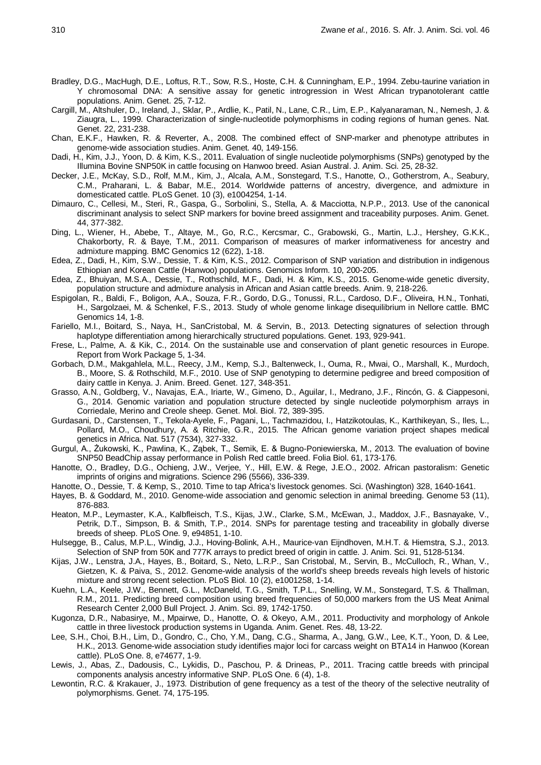Bradley, D.G., MacHugh, D.E., Loftus, R.T., Sow, R.S., Hoste, C.H. & Cunningham, E.P., 1994. Zebu-taurine variation in Y chromosomal DNA: A sensitive assay for genetic introgression in West African trypanotolerant cattle populations. Anim. Genet. 25, 7-12.

Cargill, M., Altshuler, D., Ireland, J., Sklar, P., Ardlie, K., Patil, N., Lane, C.R., Lim, E.P., Kalyanaraman, N., Nemesh, J. & Ziaugra, L., 1999. Characterization of single-nucleotide polymorphisms in coding regions of human genes. Nat. Genet. 22, 231-238.

Chan, E.K.F., Hawken, R. & Reverter, A., 2008. The combined effect of SNP-marker and phenotype attributes in genome-wide association studies. Anim. Genet. 40, 149-156.

Dadi, H., Kim, J.J., Yoon, D. & Kim, K.S., 2011. Evaluation of single nucleotide polymorphisms (SNPs) genotyped by the Illumina Bovine SNP50K in cattle focusing on Hanwoo breed. Asian Austral. J. Anim. Sci. 25, 28-32.

Decker, J.E., McKay, S.D., Rolf, M.M., Kim, J., Alcala, A.M., Sonstegard, T.S., Hanotte, O., Gotherstrom, A., Seabury, C.M., Praharani, L. & Babar, M.E., 2014. Worldwide patterns of ancestry, divergence, and admixture in domesticated cattle. PLoS Genet. 10 (3), e1004254, 1-14.

Dimauro, C., Cellesi, M., Steri, R., Gaspa, G., Sorbolini, S., Stella, A. & Macciotta, N.P.P., 2013. Use of the canonical discriminant analysis to select SNP markers for bovine breed assignment and traceability purposes. Anim. Genet. 44, 377-382.

Ding, L., Wiener, H., Abebe, T., Altaye, M., Go, R.C., Kercsmar, C., Grabowski, G., Martin, L.J., Hershey, G.K.K., Chakorborty, R. & Baye, T.M., 2011. Comparison of measures of marker informativeness for ancestry and admixture mapping. BMC Genomics 12 (622), 1-18.

Edea, Z., Dadi, H., Kim, S.W., Dessie, T. & Kim, K.S., 2012. Comparison of SNP variation and distribution in indigenous Ethiopian and Korean Cattle (Hanwoo) populations. Genomics Inform. 10, 200-205.

Edea, Z., Bhuiyan, M.S.A., Dessie, T., Rothschild, M.F., Dadi, H. & Kim, K.S., 2015. Genome-wide genetic diversity, population structure and admixture analysis in African and Asian cattle breeds. Anim. 9, 218-226.

Espigolan, R., Baldi, F., Boligon, A.A., Souza, F.R., Gordo, D.G., Tonussi, R.L., Cardoso, D.F., Oliveira, H.N., Tonhati, H., Sargolzaei, M. & Schenkel, F.S., 2013. Study of whole genome linkage disequilibrium in Nellore cattle. BMC Genomics 14, 1-8.

Fariello, M.I., Boitard, S., Naya, H., SanCristobal, M. & Servin, B., 2013. Detecting signatures of selection through haplotype differentiation among hierarchically structured populations. Genet. 193, 929-941.

Frese, L., Palme, A. & Kik, C., 2014. On the sustainable use and conservation of plant genetic resources in Europe. Report from Work Package 5, 1-34.

Gorbach, D.M., Makgahlela, M.L., Reecy, J.M., Kemp, S.J., Baltenweck, I., Ouma, R., Mwai, O., Marshall, K., Murdoch, B., Moore, S. & Rothschild, M.F., 2010. Use of SNP genotyping to determine pedigree and breed composition of dairy cattle in Kenya. J. Anim. Breed. Genet. 127, 348-351.

Grasso, A.N., Goldberg, V., Navajas, E.A., Iriarte, W., Gimeno, D., Aguilar, I., Medrano, J.F., Rincón, G. & Ciappesoni, G., 2014. Genomic variation and population structure detected by single nucleotide polymorphism arrays in Corriedale, Merino and Creole sheep. Genet. Mol. Biol. 72, 389-395.

Gurdasani, D., Carstensen, T., Tekola-Ayele, F., Pagani, L., Tachmazidou, I., Hatzikotoulas, K., Karthikeyan, S., Iles, L., Pollard, M.O., Choudhury, A. & Ritchie, G.R., 2015. The African genome variation project shapes medical genetics in Africa. Nat. 517 (7534), 327-332.

Gurgul, A., Żukowski, K., Pawlina, K., Ząbek, T., Semik, E. & Bugno-Poniewierska, M., 2013. The evaluation of bovine SNP50 BeadChip assay performance in Polish Red cattle breed. Folia Biol. 61, 173-176.

Hanotte, O., Bradley, D.G., Ochieng, J.W., Verjee, Y., Hill, E.W. & Rege, J.E.O., 2002. African pastoralism: Genetic imprints of origins and migrations. Science 296 (5566), 336-339.

Hanotte, O., Dessie, T. & Kemp, S., 2010. Time to tap Africa's livestock genomes. Sci. (Washington) 328, 1640-1641.

Hayes, B. & Goddard, M., 2010. Genome-wide association and genomic selection in animal breeding. Genome 53 (11), 876-883.

Heaton, M.P., Leymaster, K.A., Kalbfleisch, T.S., Kijas, J.W., Clarke, S.M., McEwan, J., Maddox, J.F., Basnayake, V., Petrik, D.T., Simpson, B. & Smith, T.P., 2014. SNPs for parentage testing and traceability in globally diverse breeds of sheep. PLoS One. 9, e94851, 1-10.

Hulsegge, B., Calus, M.P.L., Windig, J.J., Hoving-Bolink, A.H., Maurice-van Eijndhoven, M.H.T. & Hiemstra, S.J., 2013. Selection of SNP from 50K and 777K arrays to predict breed of origin in cattle. J. Anim. Sci. 91, 5128-5134.

Kijas, J.W., Lenstra, J.A., Hayes, B., Boitard, S., Neto, L.R.P., San Cristobal, M., Servin, B., McCulloch, R., Whan, V., Gietzen, K. & Paiva, S., 2012. Genome-wide analysis of the world's sheep breeds reveals high levels of historic mixture and strong recent selection. PLoS Biol. 10 (2), e1001258, 1-14.

Kuehn, L.A., Keele, J.W., Bennett, G.L., McDaneld, T.G., Smith, T.P.L., Snelling, W.M., Sonstegard, T.S. & Thallman, R.M., 2011. Predicting breed composition using breed frequencies of 50,000 markers from the US Meat Animal Research Center 2,000 Bull Project. J. Anim. Sci. 89, 1742-1750.

Kugonza, D.R., Nabasirye, M., Mpairwe, D., Hanotte, O. & Okeyo, A.M., 2011. Productivity and morphology of Ankole cattle in three livestock production systems in Uganda. Anim. Genet. Res. 48, 13-22.

Lee, S.H., Choi, B.H., Lim, D., Gondro, C., Cho, Y.M., Dang, C.G., Sharma, A., Jang, G.W., Lee, K.T., Yoon, D. & Lee, H.K., 2013. Genome-wide association study identifies major loci for carcass weight on BTA14 in Hanwoo (Korean cattle). PLoS One. 8, e74677, 1-9.

Lewis, J., Abas, Z., Dadousis, C., Lykidis, D., Paschou, P. & Drineas, P., 2011. Tracing cattle breeds with principal components analysis ancestry informative SNP. PLoS One. 6 (4), 1-8.

Lewontin, R.C. & Krakauer, J., 1973. Distribution of gene frequency as a test of the theory of the selective neutrality of polymorphisms. Genet. 74, 175-195.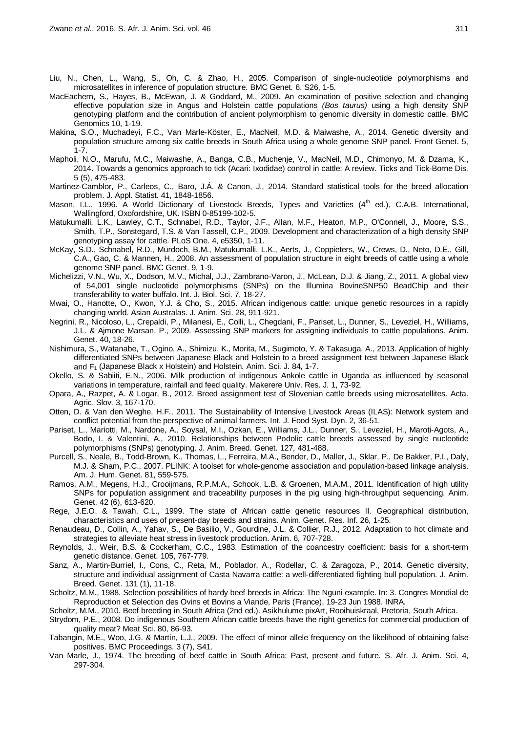Liu, N., Chen, L., Wang, S., Oh, C. & Zhao, H., 2005. Comparison of single-nucleotide polymorphisms and microsatellites in inference of population structure. BMC Genet. 6, S26, 1-5.

MacEachern, S., Hayes, B., McEwan, J. & Goddard, M., 2009. An examination of positive selection and changing effective population size in Angus and Holstein cattle populations *(Bos taurus)* using a high density SNP genotyping platform and the contribution of ancient polymorphism to genomic diversity in domestic cattle. BMC Genomics 10, 1-19.

Makina, S.O., Muchadeyi, F.C., Van Marle-Köster, E., MacNeil, M.D. & Maiwashe, A., 2014. Genetic diversity and population structure among six cattle breeds in South Africa using a whole genome SNP panel. Front Genet. 5, 1-7.

Mapholi, N.O., Marufu, M.C., Maiwashe, A., Banga, C.B., Muchenje, V., MacNeil, M.D., Chimonyo, M. & Dzama, K., 2014. Towards a genomics approach to tick (Acari: Ixodidae) control in cattle: A review. Ticks and Tick-Borne Dis. 5 (5), 475-483.

Martinez-Camblor, P., Carleos, C., Baro, J.Á. & Canon, J., 2014. Standard statistical tools for the breed allocation problem. J. Appl. Statist. 41, 1848-1856.

Mason, I.L., 1996. A World Dictionary of Livestock Breeds, Types and Varieties (4th ed.), C.A.B. International, Wallingford, Oxfordshire, UK. ISBN 0-85199-102-5.

Matukumalli, L.K., Lawley, C.T., Schnabel, R.D., Taylor, J.F., Allan, M.F., Heaton, M.P., O'Connell, J., Moore, S.S., Smith, T.P., Sonstegard, T.S. & Van Tassell, C.P., 2009. Development and characterization of a high density SNP genotyping assay for cattle. PLoS One. 4, e5350, 1-11.

McKay, S.D., Schnabel, R.D., Murdoch, B.M., Matukumalli, L.K., Aerts, J., Coppieters, W., Crews, D., Neto, D.E., Gill, C.A., Gao, C. & Mannen, H., 2008. An assessment of population structure in eight breeds of cattle using a whole genome SNP panel. BMC Genet. 9, 1-9.

Michelizzi, V.N., Wu, X., Dodson, M.V., Michal, J.J., Zambrano-Varon, J., McLean, D.J. & Jiang, Z., 2011. A global view of 54,001 single nucleotide polymorphisms (SNPs) on the Illumina BovineSNP50 BeadChip and their transferability to water buffalo. Int. J. Biol. Sci. 7, 18-27.

Mwai, O., Hanotte, O., Kwon, Y.J. & Cho, S., 2015. African indigenous cattle: unique genetic resources in a rapidly changing world. Asian Australas. J. Anim. Sci. 28, 911-921.

Negrini, R., Nicoloso, L., Crepaldi, P., Milanesi, E., Colli, L., Chegdani, F., Pariset, L., Dunner, S., Leveziel, H., Williams, J.L. & Ajmone Marsan, P., 2009. Assessing SNP markers for assigning individuals to cattle populations. Anim. Genet. 40, 18-26.

Nishimura, S., Watanabe, T., Ogino, A., Shimizu, K., Morita, M., Sugimoto, Y. & Takasuga, A., 2013. Application of highly differentiated SNPs between Japanese Black and Holstein to a breed assignment test between Japanese Black and $F_1$ (Japanese Black x Holstein) and Holstein. Anim. Sci. J. 84, 1-7.

Okello, S. & Sabiiti, E.N., 2006. Milk production of indigenous Ankole cattle in Uganda as influenced by seasonal variations in temperature, rainfall and feed quality. Makerere Univ. Res. J. 1, 73-92.

Opara, A., Razpet, A. & Logar, B., 2012. Breed assignment test of Slovenian cattle breeds using microsatellites. Acta. Agric. Slov. 3, 167-170.

Otten, D. & Van den Weghe, H.F., 2011. The Sustainability of Intensive Livestock Areas (ILAS): Network system and conflict potential from the perspective of animal farmers. Int. J. Food Syst. Dyn. 2, 36-51.

Pariset, L., Mariotti, M., Nardone, A., Soysal, M.I., Ozkan, E., Williams, J.L., Dunner, S., Leveziel, H., Maroti-Agots, A., Bodo, I. & Valentini, A., 2010. Relationships between Podolic cattle breeds assessed by single nucleotide polymorphisms (SNPs) genotyping. J. Anim. Breed. Genet. 127, 481-488.

Purcell, S., Neale, B., Todd-Brown, K., Thomas, L., Ferreira, M.A., Bender, D., Maller, J., Sklar, P., De Bakker, P.I., Daly, M.J. & Sham, P.C., 2007. PLINK: A toolset for whole-genome association and population-based linkage analysis. Am. J. Hum. Genet. 81, 559-575.

Ramos, A.M., Megens, H.J., Crooijmans, R.P.M.A., Schook, L.B. & Groenen, M.A.M., 2011. Identification of high utility SNPs for population assignment and traceability purposes in the pig using high-throughput sequencing. Anim. Genet. 42 (6), 613-620.

Rege, J.E.O. & Tawah, C.L., 1999. The state of African cattle genetic resources II. Geographical distribution, characteristics and uses of present-day breeds and strains. Anim. Genet. Res. Inf. 26, 1-25.

Renaudeau, D., Collin, A., Yahav, S., De Basilio, V., Gourdine, J.L. & Collier, R.J., 2012. Adaptation to hot climate and strategies to alleviate heat stress in livestock production. Anim. 6, 707-728.

Reynolds, J., Weir, B.S. & Cockerham, C.C., 1983. Estimation of the coancestry coefficient: basis for a short-term genetic distance. Genet. 105, 767-779.

Sanz, A., Martin-Burriel, I., Cons, C., Reta, M., Poblador, A., Rodellar, C. & Zaragoza, P., 2014. Genetic diversity, structure and individual assignment of Casta Navarra cattle: a well-differentiated fighting bull population. J. Anim. Breed. Genet. 131 (1), 11-18.

Scholtz, M.M., 1988. Selection possibilities of hardy beef breeds in Africa: The Nguni example. In: 3. Congres Mondial de Reproduction et Selection des Ovins et Bovins a Viande, Paris (France), 19-23 Jun 1988. INRA.

Scholtz, M.M., 2010. Beef breeding in South Africa (2nd ed.). Asikhulume pixArt, Rooihuiskraal, Pretoria, South Africa.

Strydom, P.E., 2008. Do indigenous Southern African cattle breeds have the right genetics for commercial production of quality meat? Meat Sci. 80, 86-93.

Tabangin, M.E., Woo, J.G. & Martin, L.J., 2009. The effect of minor allele frequency on the likelihood of obtaining false positives. BMC Proceedings. 3 (7), S41.

Van Marle, J., 1974. The breeding of beef cattle in South Africa: Past, present and future. S. Afr. J. Anim. Sci. 4, 297-304.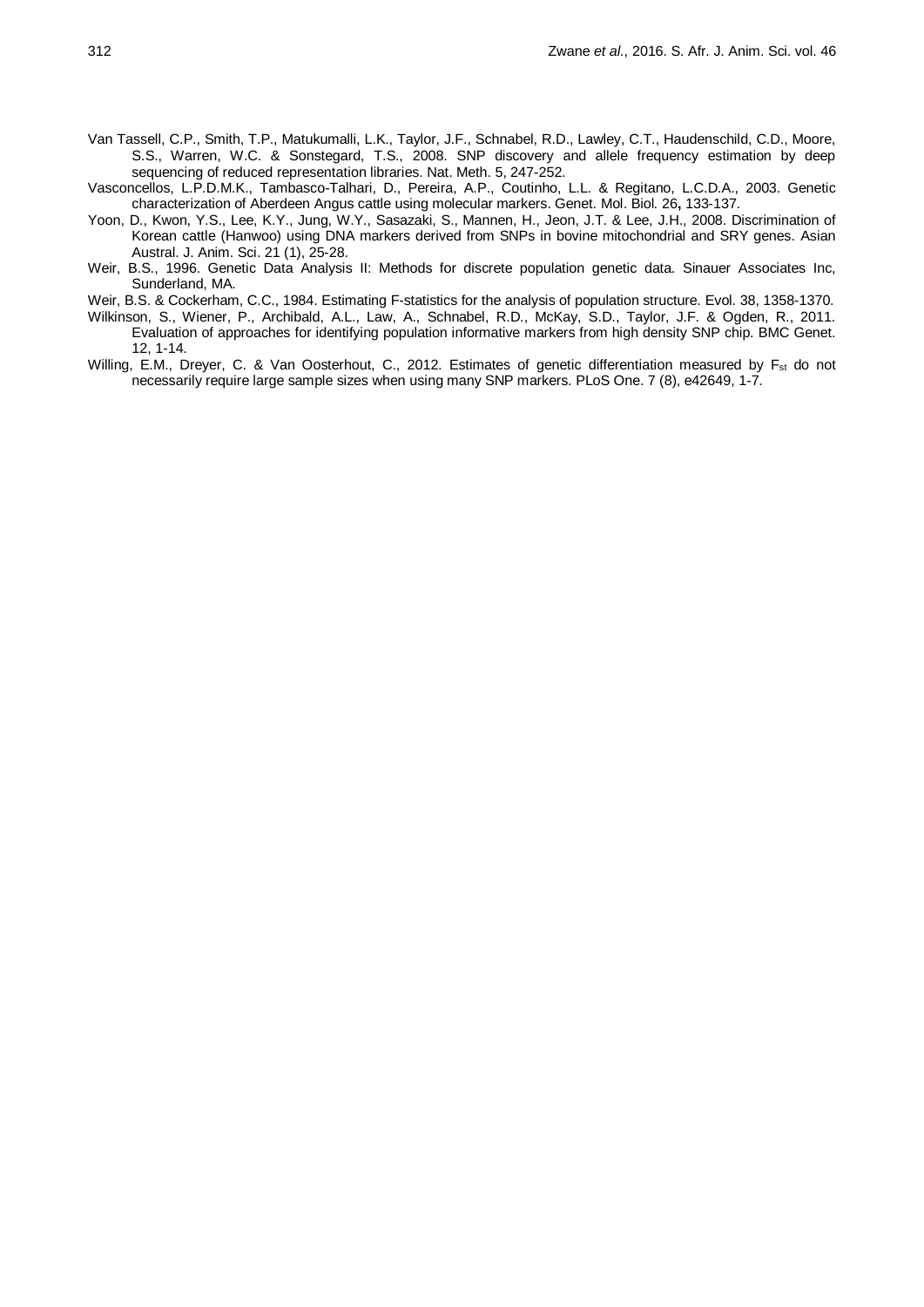Van Tassell, C.P., Smith, T.P., Matukumalli, L.K., Taylor, J.F., Schnabel, R.D., Lawley, C.T., Haudenschild, C.D., Moore, S.S., Warren, W.C. & Sonstegard, T.S., 2008. SNP discovery and allele frequency estimation by deep sequencing of reduced representation libraries. Nat. Meth. 5, 247-252.

Vasconcellos, L.P.D.M.K., Tambasco-Talhari, D., Pereira, A.P., Coutinho, L.L. & Regitano, L.C.D.A., 2003. Genetic characterization of Aberdeen Angus cattle using molecular markers. Genet. Mol. Biol. 26**,** 133-137.

Yoon, D., Kwon, Y.S., Lee, K.Y., Jung, W.Y., Sasazaki, S., Mannen, H., Jeon, J.T. & Lee, J.H., 2008. Discrimination of Korean cattle (Hanwoo) using DNA markers derived from SNPs in bovine mitochondrial and SRY genes. Asian Austral. J. Anim. Sci. 21 (1), 25-28.

Weir, B.S., 1996. Genetic Data Analysis II: Methods for discrete population genetic data. Sinauer Associates Inc, Sunderland, MA.

Weir, B.S. & Cockerham, C.C., 1984. Estimating F-statistics for the analysis of population structure. Evol. 38, 1358-1370.

Wilkinson, S., Wiener, P., Archibald, A.L., Law, A., Schnabel, R.D., McKay, S.D., Taylor, J.F. & Ogden, R., 2011. Evaluation of approaches for identifying population informative markers from high density SNP chip. BMC Genet. 12, 1-14.

Willing, E.M., Dreyer, C. & Van Oosterhout, C., 2012. Estimates of genetic differentiation measured by $F_{st}$ do not necessarily require large sample sizes when using many SNP markers. PLoS One. 7 (8), e42649, 1-7.